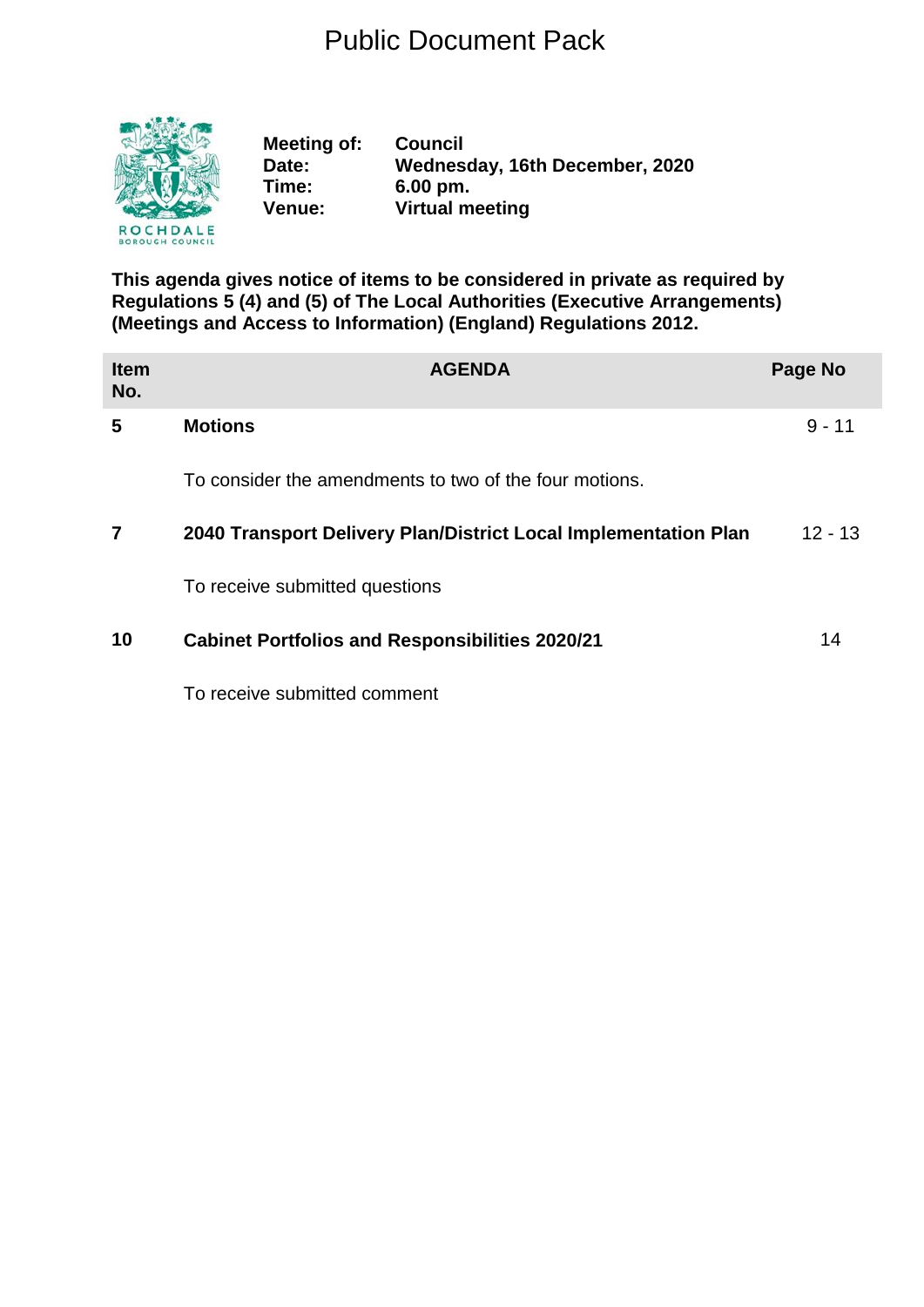# Public Document Pack

ROCHDALE BOROUGH COUNCIL

**Meeting of:** **Council**
**Date:** **Wednesday, 16th December, 2020**
**Time:** **6.00 pm.**
**Venue:** **Virtual meeting**

**This agenda gives notice of items to be considered in private as required by Regulations 5 (4) and (5) of The Local Authorities (Executive Arrangements) (Meetings and Access to Information) (England) Regulations 2012.**

| Item No. | AGENDA | Page No |
|---|---|---|
| **5** | **Motions**<br><br>To consider the amendments to two of the four motions. | 9 - 11 |
| **7** | **2040 Transport Delivery Plan/District Local Implementation Plan**<br><br>To receive submitted questions | 12 - 13 |
| **10** | **Cabinet Portfolios and Responsibilities 2020/21**<br><br>To receive submitted comment | 14 |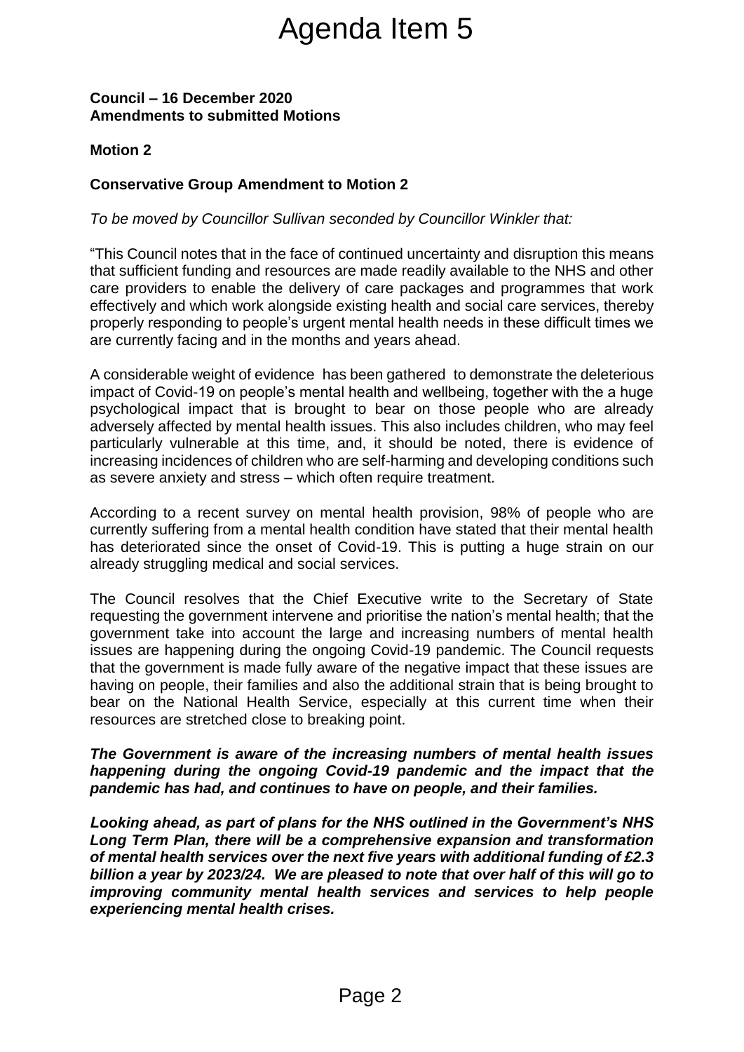# Agenda Item 5

**Council – 16 December 2020**
**Amendments to submitted Motions**

**Motion 2**

**Conservative Group Amendment to Motion 2**

*To be moved by Councillor Sullivan seconded by Councillor Winkler that:*

"This Council notes that in the face of continued uncertainty and disruption this means that sufficient funding and resources are made readily available to the NHS and other care providers to enable the delivery of care packages and programmes that work effectively and which work alongside existing health and social care services, thereby properly responding to people's urgent mental health needs in these difficult times we are currently facing and in the months and years ahead.

A considerable weight of evidence has been gathered to demonstrate the deleterious impact of Covid-19 on people's mental health and wellbeing, together with the a huge psychological impact that is brought to bear on those people who are already adversely affected by mental health issues. This also includes children, who may feel particularly vulnerable at this time, and, it should be noted, there is evidence of increasing incidences of children who are self-harming and developing conditions such as severe anxiety and stress – which often require treatment.

According to a recent survey on mental health provision, 98% of people who are currently suffering from a mental health condition have stated that their mental health has deteriorated since the onset of Covid-19. This is putting a huge strain on our already struggling medical and social services.

The Council resolves that the Chief Executive write to the Secretary of State requesting the government intervene and prioritise the nation's mental health; that the government take into account the large and increasing numbers of mental health issues are happening during the ongoing Covid-19 pandemic. The Council requests that the government is made fully aware of the negative impact that these issues are having on people, their families and also the additional strain that is being brought to bear on the National Health Service, especially at this current time when their resources are stretched close to breaking point.

***The Government is aware of the increasing numbers of mental health issues happening during the ongoing Covid-19 pandemic and the impact that the pandemic has had, and continues to have on people, and their families.***

***Looking ahead, as part of plans for the NHS outlined in the Government's NHS Long Term Plan, there will be a comprehensive expansion and transformation of mental health services over the next five years with additional funding of £2.3 billion a year by 2023/24. We are pleased to note that over half of this will go to improving community mental health services and services to help people experiencing mental health crises.***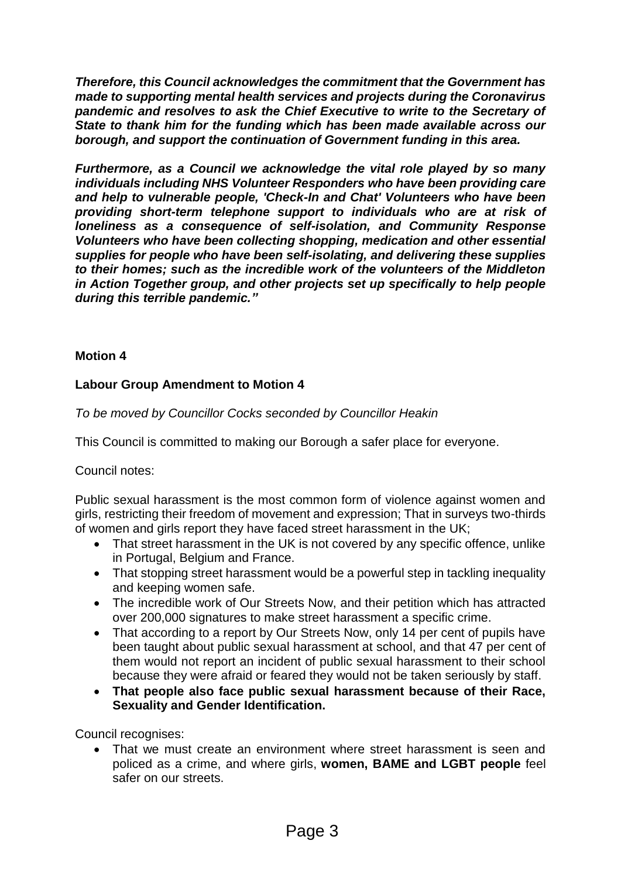***Therefore, this Council acknowledges the commitment that the Government has made to supporting mental health services and projects during the Coronavirus pandemic and resolves to ask the Chief Executive to write to the Secretary of State to thank him for the funding which has been made available across our borough, and support the continuation of Government funding in this area.***

***Furthermore, as a Council we acknowledge the vital role played by so many individuals including NHS Volunteer Responders who have been providing care and help to vulnerable people, 'Check-In and Chat' Volunteers who have been providing short-term telephone support to individuals who are at risk of loneliness as a consequence of self-isolation, and Community Response Volunteers who have been collecting shopping, medication and other essential supplies for people who have been self-isolating, and delivering these supplies to their homes; such as the incredible work of the volunteers of the Middleton in Action Together group, and other projects set up specifically to help people during this terrible pandemic."***

**Motion 4**

**Labour Group Amendment to Motion 4**

*To be moved by Councillor Cocks seconded by Councillor Heakin*

This Council is committed to making our Borough a safer place for everyone.

Council notes:

Public sexual harassment is the most common form of violence against women and girls, restricting their freedom of movement and expression; That in surveys two-thirds of women and girls report they have faced street harassment in the UK;

- That street harassment in the UK is not covered by any specific offence, unlike in Portugal, Belgium and France.
- That stopping street harassment would be a powerful step in tackling inequality and keeping women safe.
- The incredible work of Our Streets Now, and their petition which has attracted over 200,000 signatures to make street harassment a specific crime.
- That according to a report by Our Streets Now, only 14 per cent of pupils have been taught about public sexual harassment at school, and that 47 per cent of them would not report an incident of public sexual harassment to their school because they were afraid or feared they would not be taken seriously by staff.
- **That people also face public sexual harassment because of their Race, Sexuality and Gender Identification.**

Council recognises:

- That we must create an environment where street harassment is seen and policed as a crime, and where girls, **women, BAME and LGBT people** feel safer on our streets.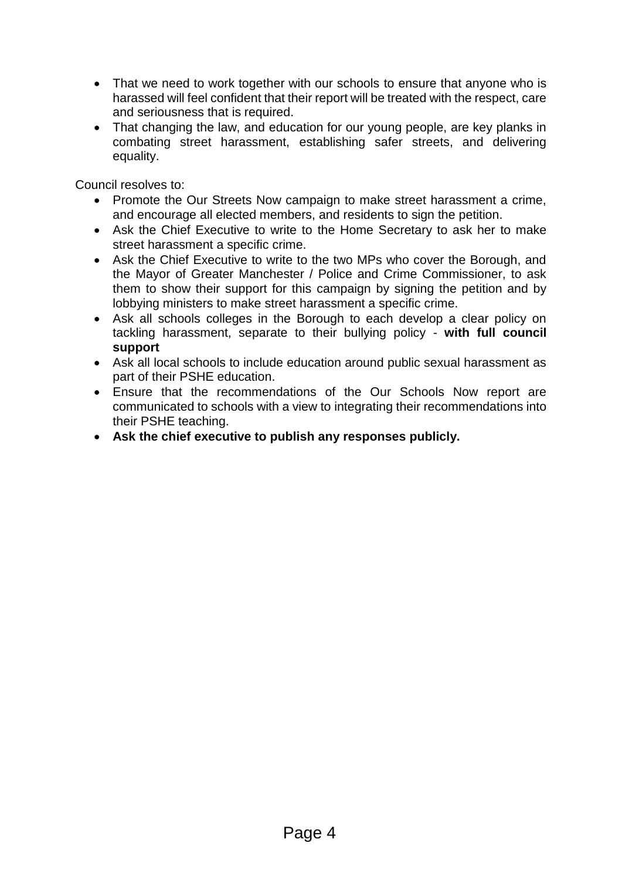- That we need to work together with our schools to ensure that anyone who is harassed will feel confident that their report will be treated with the respect, care and seriousness that is required.
- That changing the law, and education for our young people, are key planks in combating street harassment, establishing safer streets, and delivering equality.

Council resolves to:

- Promote the Our Streets Now campaign to make street harassment a crime, and encourage all elected members, and residents to sign the petition.
- Ask the Chief Executive to write to the Home Secretary to ask her to make street harassment a specific crime.
- Ask the Chief Executive to write to the two MPs who cover the Borough, and the Mayor of Greater Manchester / Police and Crime Commissioner, to ask them to show their support for this campaign by signing the petition and by lobbying ministers to make street harassment a specific crime.
- Ask all schools colleges in the Borough to each develop a clear policy on tackling harassment, separate to their bullying policy - **with full council support**
- Ask all local schools to include education around public sexual harassment as part of their PSHE education.
- Ensure that the recommendations of the Our Schools Now report are communicated to schools with a view to integrating their recommendations into their PSHE teaching.
- **Ask the chief executive to publish any responses publicly.**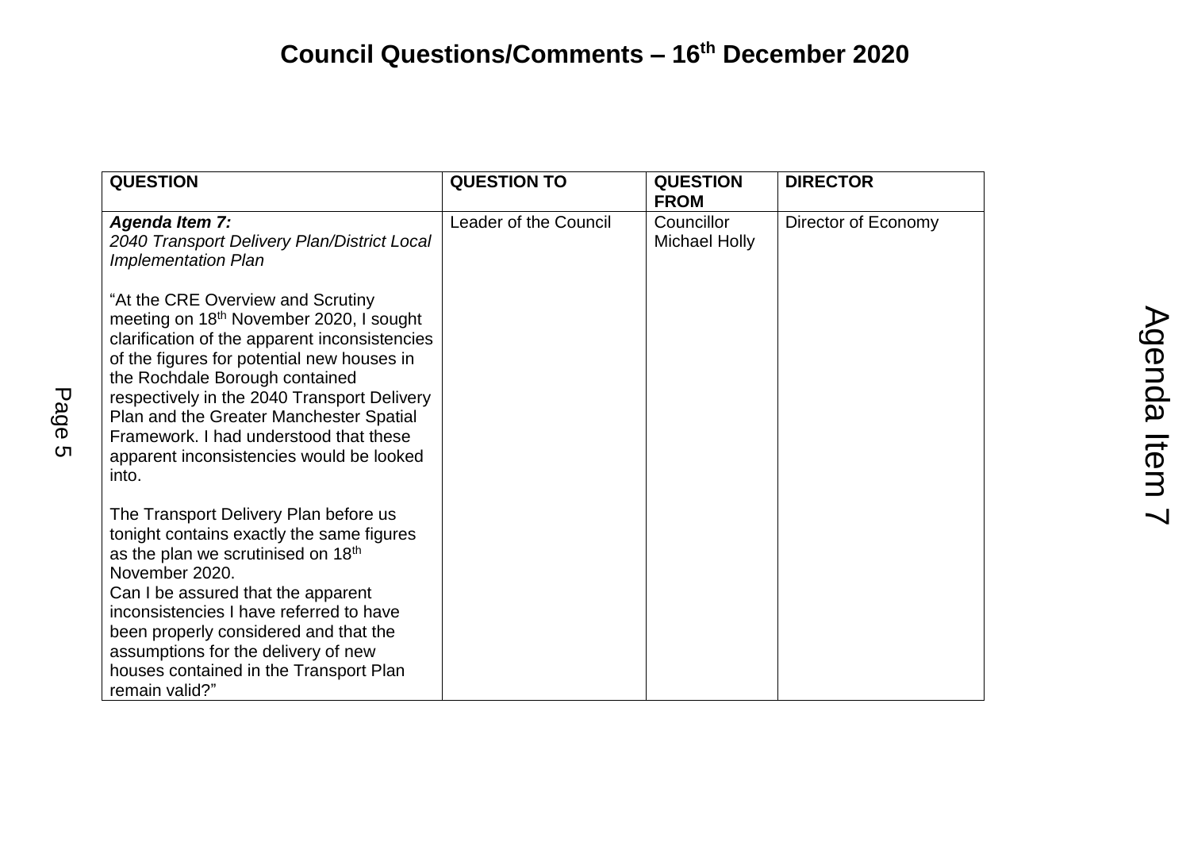# Council Questions/Comments – 16th December 2020

| QUESTION | QUESTION TO | QUESTION FROM | DIRECTOR |
|---|---|---|---|
| ***Agenda Item 7:*** <br> *2040 Transport Delivery Plan/District Local Implementation Plan* <br><br> "At the CRE Overview and Scrutiny meeting on 18th November 2020, I sought clarification of the apparent inconsistencies of the figures for potential new houses in the Rochdale Borough contained respectively in the 2040 Transport Delivery Plan and the Greater Manchester Spatial Framework. I had understood that these apparent inconsistencies would be looked into. <br><br> The Transport Delivery Plan before us tonight contains exactly the same figures as the plan we scrutinised on 18th November 2020. <br> Can I be assured that the apparent inconsistencies I have referred to have been properly considered and that the assumptions for the delivery of new houses contained in the Transport Plan remain valid?" | Leader of the Council | Councillor Michael Holly | Director of Economy |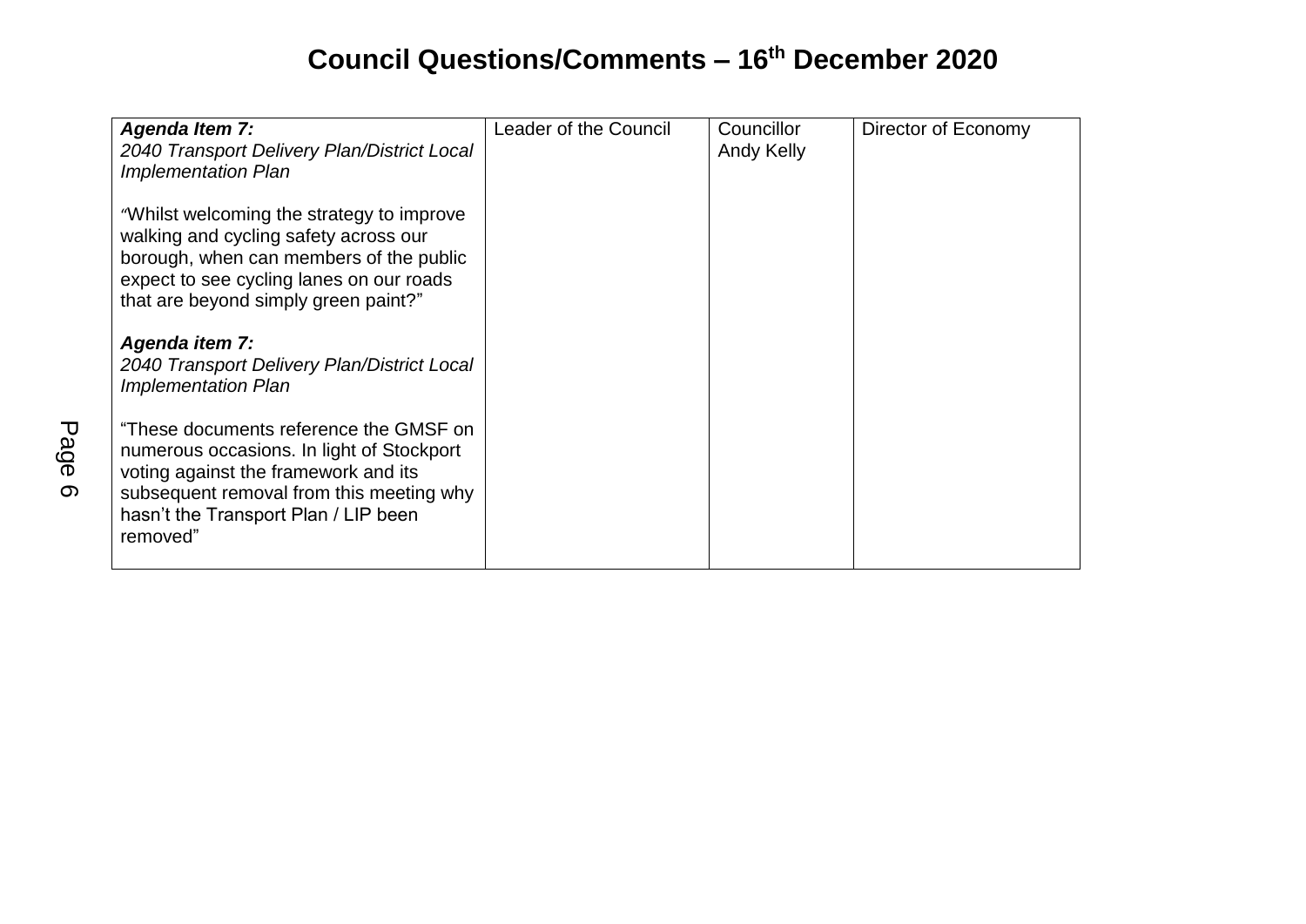# Council Questions/Comments – 16th December 2020

| | | | |
|---|---|---|---|
| ***Agenda Item 7:***<br>*2040 Transport Delivery Plan/District Local Implementation Plan*<br><br>"Whilst welcoming the strategy to improve walking and cycling safety across our borough, when can members of the public expect to see cycling lanes on our roads that are beyond simply green paint?"<br><br>***Agenda item 7:***<br>*2040 Transport Delivery Plan/District Local Implementation Plan*<br><br>"These documents reference the GMSF on numerous occasions. In light of Stockport voting against the framework and its subsequent removal from this meeting why hasn't the Transport Plan / LIP been removed" | Leader of the Council | Councillor Andy Kelly | Director of Economy |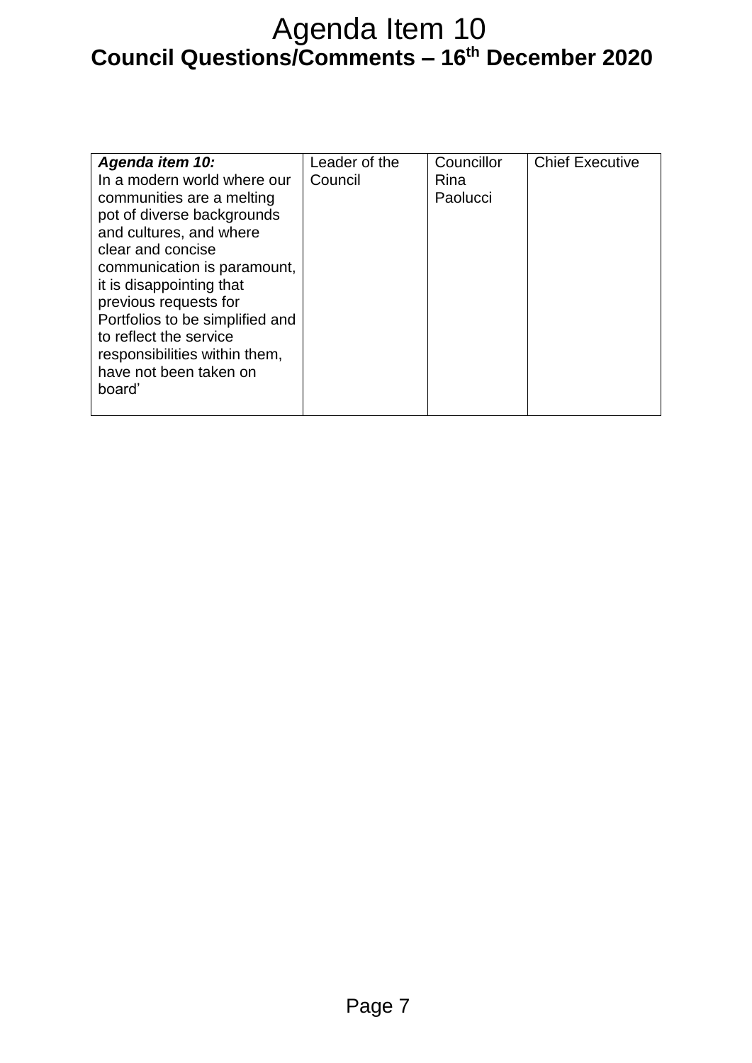# Agenda Item 10

## Council Questions/Comments – 16th December 2020

| | | | |
|---|---|---|---|
| ***Agenda item 10:*** In a modern world where our communities are a melting pot of diverse backgrounds and cultures, and where clear and concise communication is paramount, it is disappointing that previous requests for Portfolios to be simplified and to reflect the service responsibilities within them, have not been taken on board' | Leader of the Council | Councillor Rina Paolucci | Chief Executive |